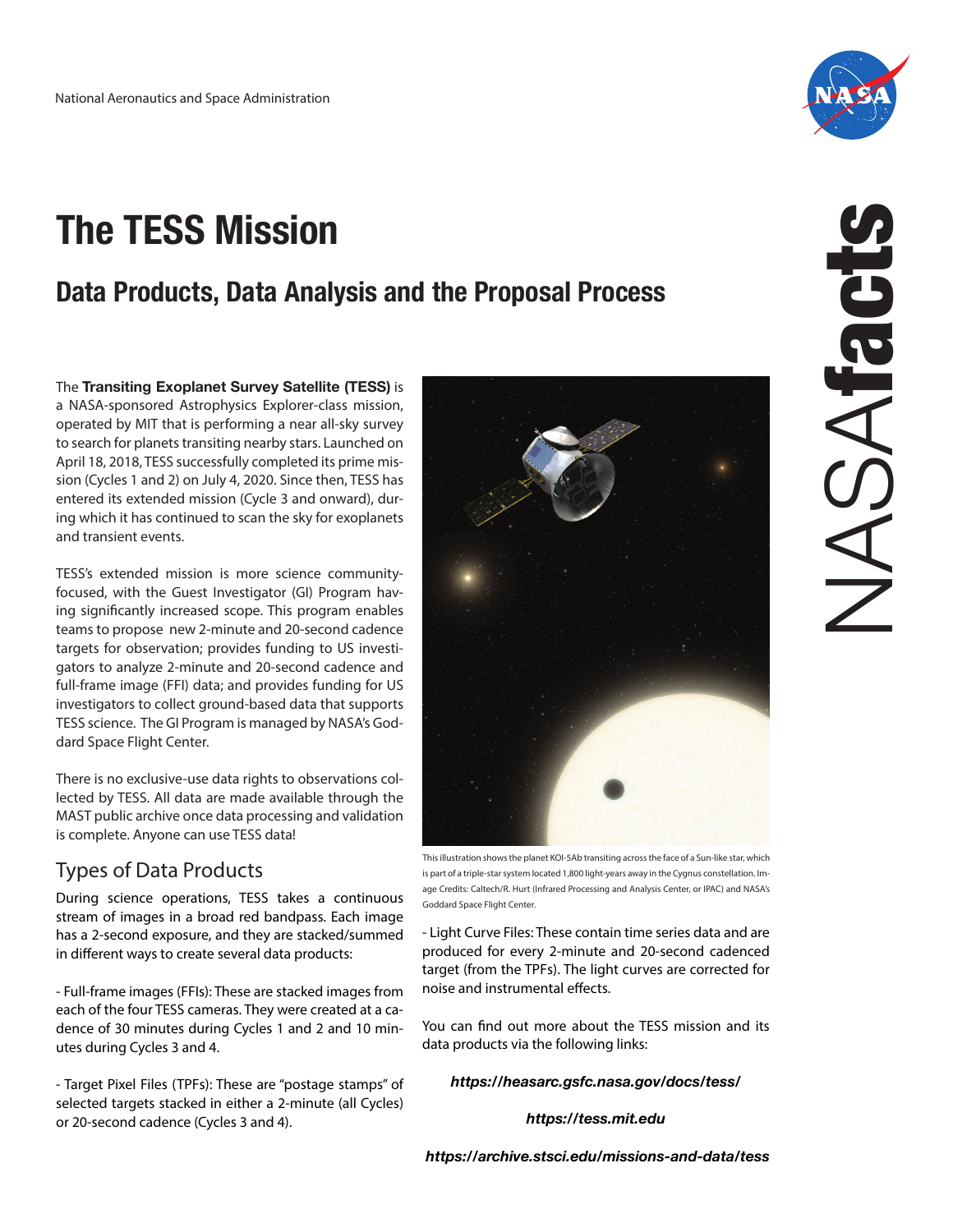National Aeronautics and Space Administration

NASAfacts

# The TESS Mission

## Data Products, Data Analysis and the Proposal Process

The **Transiting Exoplanet Survey Satellite (TESS)** is a NASA-sponsored Astrophysics Explorer-class mission, operated by MIT that is performing a near all-sky survey to search for planets transiting nearby stars. Launched on April 18, 2018, TESS successfully completed its prime mission (Cycles 1 and 2) on July 4, 2020. Since then, TESS has entered its extended mission (Cycle 3 and onward), during which it has continued to scan the sky for exoplanets and transient events.

TESS's extended mission is more science community-focused, with the Guest Investigator (GI) Program having significantly increased scope. This program enables teams to propose new 2-minute and 20-second cadence targets for observation; provides funding to US investigators to analyze 2-minute and 20-second cadence and full-frame image (FFI) data; and provides funding for US investigators to collect ground-based data that supports TESS science. The GI Program is managed by NASA's Goddard Space Flight Center.

There is no exclusive-use data rights to observations collected by TESS. All data are made available through the MAST public archive once data processing and validation is complete. Anyone can use TESS data!

This illustration shows the planet KOI-5Ab transiting across the face of a Sun-like star, which is part of a triple-star system located 1,800 light-years away in the Cygnus constellation. Image Credits: Caltech/R. Hurt (Infrared Processing and Analysis Center, or IPAC) and NASA's Goddard Space Flight Center.

## Types of Data Products

During science operations, TESS takes a continuous stream of images in a broad red bandpass. Each image has a 2-second exposure, and they are stacked/summed in different ways to create several data products:

- Full-frame images (FFIs): These are stacked images from each of the four TESS cameras. They were created at a cadence of 30 minutes during Cycles 1 and 2 and 10 minutes during Cycles 3 and 4.

- Target Pixel Files (TPFs): These are "postage stamps" of selected targets stacked in either a 2-minute (all Cycles) or 20-second cadence (Cycles 3 and 4).

- Light Curve Files: These contain time series data and are produced for every 2-minute and 20-second cadenced target (from the TPFs). The light curves are corrected for noise and instrumental effects.

You can find out more about the TESS mission and its data products via the following links:

***https://heasarc.gsfc.nasa.gov/docs/tess/***

***https://tess.mit.edu***

***https://archive.stsci.edu/missions-and-data/tess***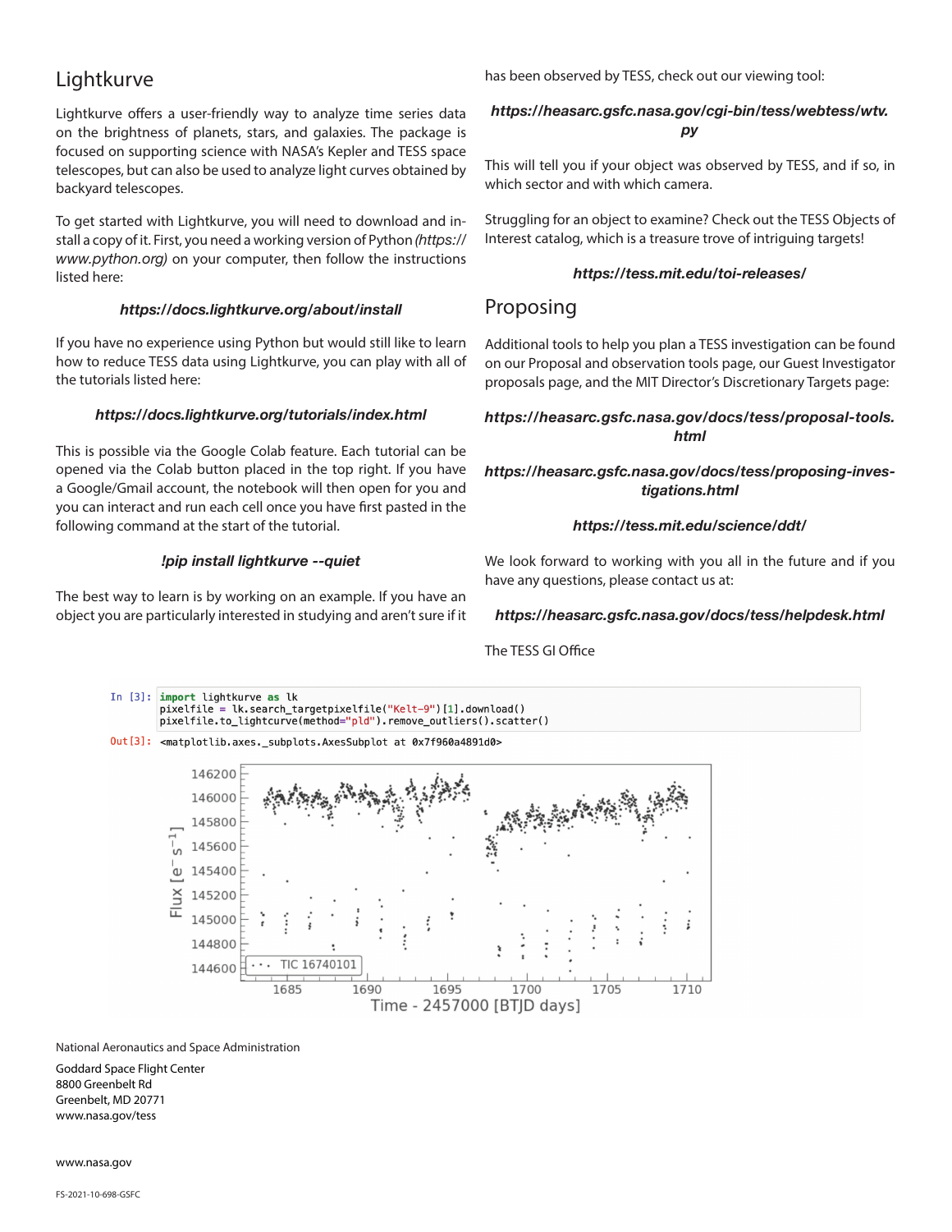## Lightkurve

Lightkurve offers a user-friendly way to analyze time series data on the brightness of planets, stars, and galaxies. The package is focused on supporting science with NASA's Kepler and TESS space telescopes, but can also be used to analyze light curves obtained by backyard telescopes.

To get started with Lightkurve, you will need to download and install a copy of it. First, you need a working version of Python *(https://www.python.org)* on your computer, then follow the instructions listed here:

***https://docs.lightkurve.org/about/install***

If you have no experience using Python but would still like to learn how to reduce TESS data using Lightkurve, you can play with all of the tutorials listed here:

***https://docs.lightkurve.org/tutorials/index.html***

This is possible via the Google Colab feature. Each tutorial can be opened via the Colab button placed in the top right. If you have a Google/Gmail account, the notebook will then open for you and you can interact and run each cell once you have first pasted in the following command at the start of the tutorial.

***!pip install lightkurve --quiet***

The best way to learn is by working on an example. If you have an object you are particularly interested in studying and aren't sure if it has been observed by TESS, check out our viewing tool:

***https://heasarc.gsfc.nasa.gov/cgi-bin/tess/webtess/wtv.py***

This will tell you if your object was observed by TESS, and if so, in which sector and with which camera.

Struggling for an object to examine? Check out the TESS Objects of Interest catalog, which is a treasure trove of intriguing targets!

***https://tess.mit.edu/toi-releases/***

## Proposing

Additional tools to help you plan a TESS investigation can be found on our Proposal and observation tools page, our Guest Investigator proposals page, and the MIT Director's Discretionary Targets page:

***https://heasarc.gsfc.nasa.gov/docs/tess/proposal-tools.html***

***https://heasarc.gsfc.nasa.gov/docs/tess/proposing-investigations.html***

***https://tess.mit.edu/science/ddt/***

We look forward to working with you all in the future and if you have any questions, please contact us at:

***https://heasarc.gsfc.nasa.gov/docs/tess/helpdesk.html***

The TESS GI Office

```
In [3]: import lightkurve as lk
        pixelfile = lk.search_targetpixelfile("Kelt-9")[1].download()
        pixelfile.to_lightcurve(method="pld").remove_outliers().scatter()

Out[3]: <matplotlib.axes._subplots.AxesSubplot at 0x7f960a4891d0>
```

Flux [e⁻ s⁻¹]
146200
146000
145800
145600
145400
145200
145000
144800
144600
TIC 16740101
1685
1690
1695
1700
1705
1710
Time - 2457000 [BTJD days]

National Aeronautics and Space Administration

Goddard Space Flight Center
8800 Greenbelt Rd
Greenbelt, MD 20771
www.nasa.gov/tess

www.nasa.gov

FS-2021-10-698-GSFC